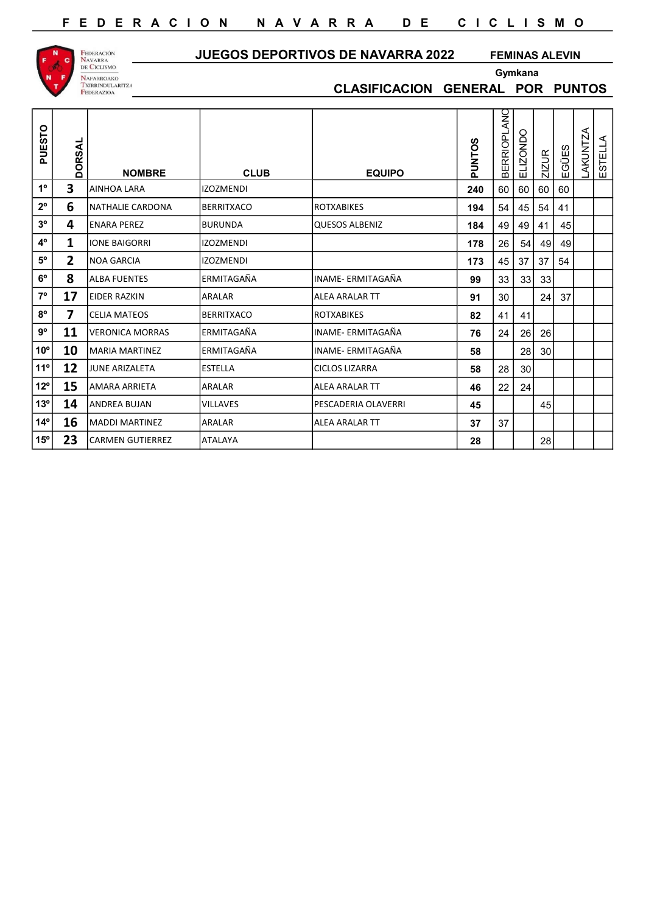# FEDERACION NAVARRA DE CICLISMO

Federación Navarra de Ciclismo
Nafarroako Txirrindularitza Federazioa

## JUEGOS DEPORTIVOS DE NAVARRA 2022

**FEMINAS ALEVIN**

**Gymkana**

## CLASIFICACION GENERAL POR PUNTOS

| PUESTO | DORSAL | NOMBRE | CLUB | EQUIPO | PUNTOS | BERRIOPLANO | ELIZONDO | ZIZUR | EGÜES | LAKUNTZA | ESTELLA |
|---|---|---|---|---|---|---|---|---|---|---|---|
| 1º | 3 | AINHOA LARA | IZOZMENDI | | 240 | 60 | 60 | 60 | 60 | | |
| 2º | 6 | NATHALIE CARDONA | BERRITXACO | ROTXABIKES | 194 | 54 | 45 | 54 | 41 | | |
| 3º | 4 | ENARA PEREZ | BURUNDA | QUESOS ALBENIZ | 184 | 49 | 49 | 41 | 45 | | |
| 4º | 1 | IONE BAIGORRI | IZOZMENDI | | 178 | 26 | 54 | 49 | 49 | | |
| 5º | 2 | NOA GARCIA | IZOZMENDI | | 173 | 45 | 37 | 37 | 54 | | |
| 6º | 8 | ALBA FUENTES | ERMITAGAÑA | INAME- ERMITAGAÑA | 99 | 33 | 33 | 33 | | | |
| 7º | 17 | EIDER RAZKIN | ARALAR | ALEA ARALAR TT | 91 | 30 | | 24 | 37 | | |
| 8º | 7 | CELIA MATEOS | BERRITXACO | ROTXABIKES | 82 | 41 | 41 | | | | |
| 9º | 11 | VERONICA MORRAS | ERMITAGAÑA | INAME- ERMITAGAÑA | 76 | 24 | 26 | 26 | | | |
| 10º | 10 | MARIA MARTINEZ | ERMITAGAÑA | INAME- ERMITAGAÑA | 58 | | 28 | 30 | | | |
| 11º | 12 | JUNE ARIZALETA | ESTELLA | CICLOS LIZARRA | 58 | 28 | 30 | | | | |
| 12º | 15 | AMARA ARRIETA | ARALAR | ALEA ARALAR TT | 46 | 22 | 24 | | | | |
| 13º | 14 | ANDREA BUJAN | VILLAVES | PESCADERIA OLAVERRI | 45 | | | 45 | | | |
| 14º | 16 | MADDI MARTINEZ | ARALAR | ALEA ARALAR TT | 37 | 37 | | | | | |
| 15º | 23 | CARMEN GUTIERREZ | ATALAYA | | 28 | | | 28 | | | |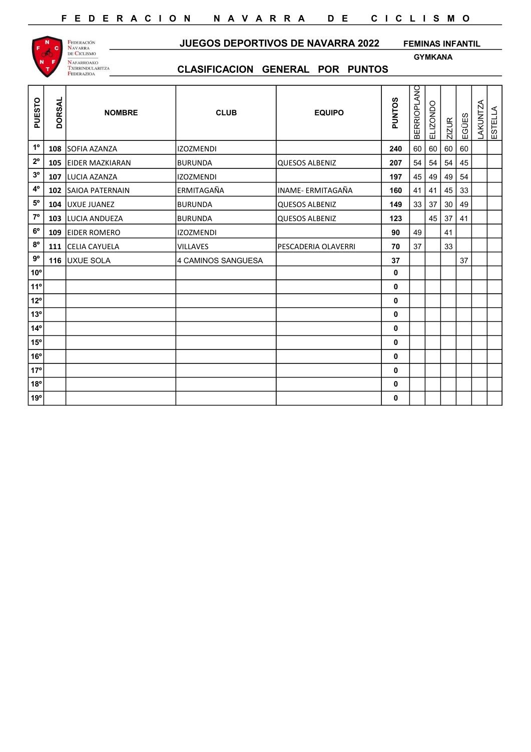# JUEGOS DEPORTIVOS DE NAVARRA 2022

**FEMINAS INFANTIL**

**GYMKANA**

## CLASIFICACION GENERAL POR PUNTOS

| PUESTO | DORSAL | NOMBRE | CLUB | EQUIPO | PUNTOS | BERRIOPLANO | ELIZONDO | ZIZUR | EGÜES | LAKUNTZA | ESTELLA |
|---|---|---|---|---|---|---|---|---|---|---|---|
| 1º | 108 | SOFIA AZANZA | IZOZMENDI | | 240 | 60 | 60 | 60 | 60 | | |
| 2º | 105 | EIDER MAZKIARAN | BURUNDA | QUESOS ALBENIZ | 207 | 54 | 54 | 54 | 45 | | |
| 3º | 107 | LUCIA AZANZA | IZOZMENDI | | 197 | 45 | 49 | 49 | 54 | | |
| 4º | 102 | SAIOA PATERNAIN | ERMITAGAÑA | INAME- ERMITAGAÑA | 160 | 41 | 41 | 45 | 33 | | |
| 5º | 104 | UXUE JUANEZ | BURUNDA | QUESOS ALBENIZ | 149 | 33 | 37 | 30 | 49 | | |
| 7º | 103 | LUCIA ANDUEZA | BURUNDA | QUESOS ALBENIZ | 123 | | 45 | 37 | 41 | | |
| 6º | 109 | EIDER ROMERO | IZOZMENDI | | 90 | 49 | | 41 | | | |
| 8º | 111 | CELIA CAYUELA | VILLAVES | PESCADERIA OLAVERRI | 70 | 37 | | 33 | | | |
| 9º | 116 | UXUE SOLA | 4 CAMINOS SANGUESA | | 37 | | | | 37 | | |
| 10º | | | | | 0 | | | | | | |
| 11º | | | | | 0 | | | | | | |
| 12º | | | | | 0 | | | | | | |
| 13º | | | | | 0 | | | | | | |
| 14º | | | | | 0 | | | | | | |
| 15º | | | | | 0 | | | | | | |
| 16º | | | | | 0 | | | | | | |
| 17º | | | | | 0 | | | | | | |
| 18º | | | | | 0 | | | | | | |
| 19º | | | | | 0 | | | | | | |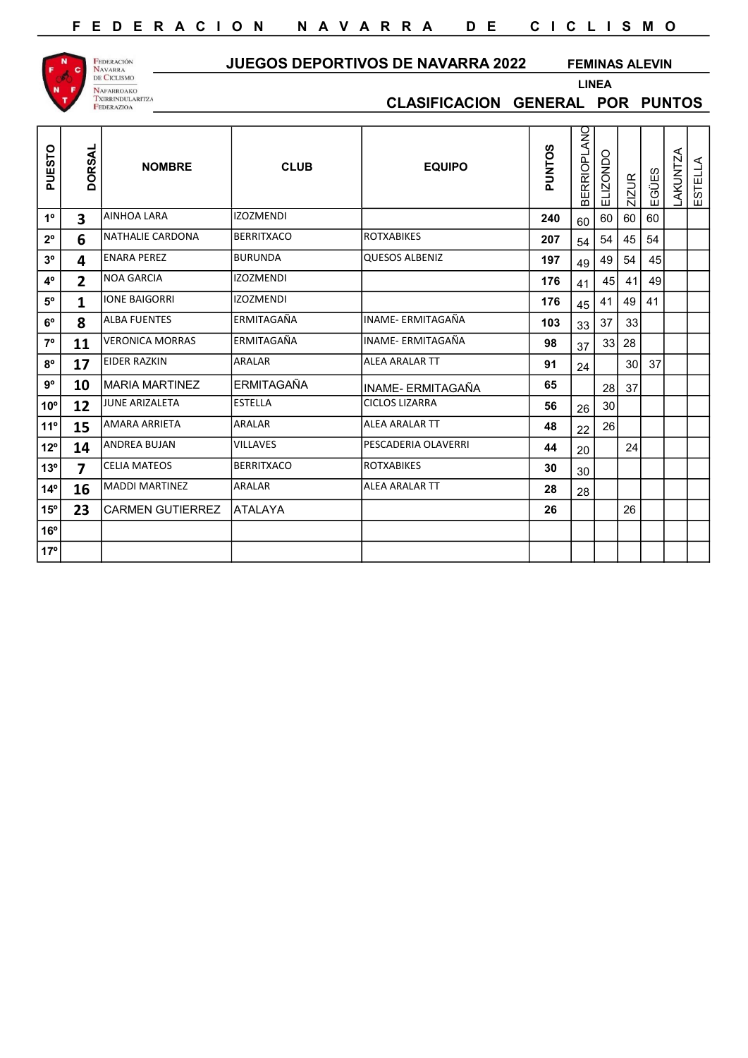FEDERACION NAVARRA DE CICLISMO

Federación Navarra de Ciclismo
Nafarroako Txirrindularitza Federazioa

## JUEGOS DEPORTIVOS DE NAVARRA 2022

**FEMINAS ALEVIN**

**LINEA**

## CLASIFICACION GENERAL POR PUNTOS

| PUESTO | DORSAL | NOMBRE | CLUB | EQUIPO | PUNTOS | BERRIOPLANO | ELIZONDO | ZIZUR | EGÜES | LAKUNTZA | ESTELLA |
|---|---|---|---|---|---|---|---|---|---|---|---|
| 1º | 3 | AINHOA LARA | IZOZMENDI | | 240 | 60 | 60 | 60 | 60 | | |
| 2º | 6 | NATHALIE CARDONA | BERRITXACO | ROTXABIKES | 207 | 54 | 54 | 45 | 54 | | |
| 3º | 4 | ENARA PEREZ | BURUNDA | QUESOS ALBENIZ | 197 | 49 | 49 | 54 | 45 | | |
| 4º | 2 | NOA GARCIA | IZOZMENDI | | 176 | 41 | 45 | 41 | 49 | | |
| 5º | 1 | IONE BAIGORRI | IZOZMENDI | | 176 | 45 | 41 | 49 | 41 | | |
| 6º | 8 | ALBA FUENTES | ERMITAGAÑA | INAME- ERMITAGAÑA | 103 | 33 | 37 | 33 | | | |
| 7º | 11 | VERONICA MORRAS | ERMITAGAÑA | INAME- ERMITAGAÑA | 98 | 37 | 33 | 28 | | | |
| 8º | 17 | EIDER RAZKIN | ARALAR | ALEA ARALAR TT | 91 | 24 | | 30 | 37 | | |
| 9º | 10 | MARIA MARTINEZ | ERMITAGAÑA | INAME- ERMITAGAÑA | 65 | | 28 | 37 | | | |
| 10º | 12 | JUNE ARIZALETA | ESTELLA | CICLOS LIZARRA | 56 | 26 | 30 | | | | |
| 11º | 15 | AMARA ARRIETA | ARALAR | ALEA ARALAR TT | 48 | 22 | 26 | | | | |
| 12º | 14 | ANDREA BUJAN | VILLAVES | PESCADERIA OLAVERRI | 44 | 20 | | 24 | | | |
| 13º | 7 | CELIA MATEOS | BERRITXACO | ROTXABIKES | 30 | 30 | | | | | |
| 14º | 16 | MADDI MARTINEZ | ARALAR | ALEA ARALAR TT | 28 | 28 | | | | | |
| 15º | 23 | CARMEN GUTIERREZ | ATALAYA | | 26 | | | 26 | | | |
| 16º | | | | | | | | | | | |
| 17º | | | | | | | | | | | |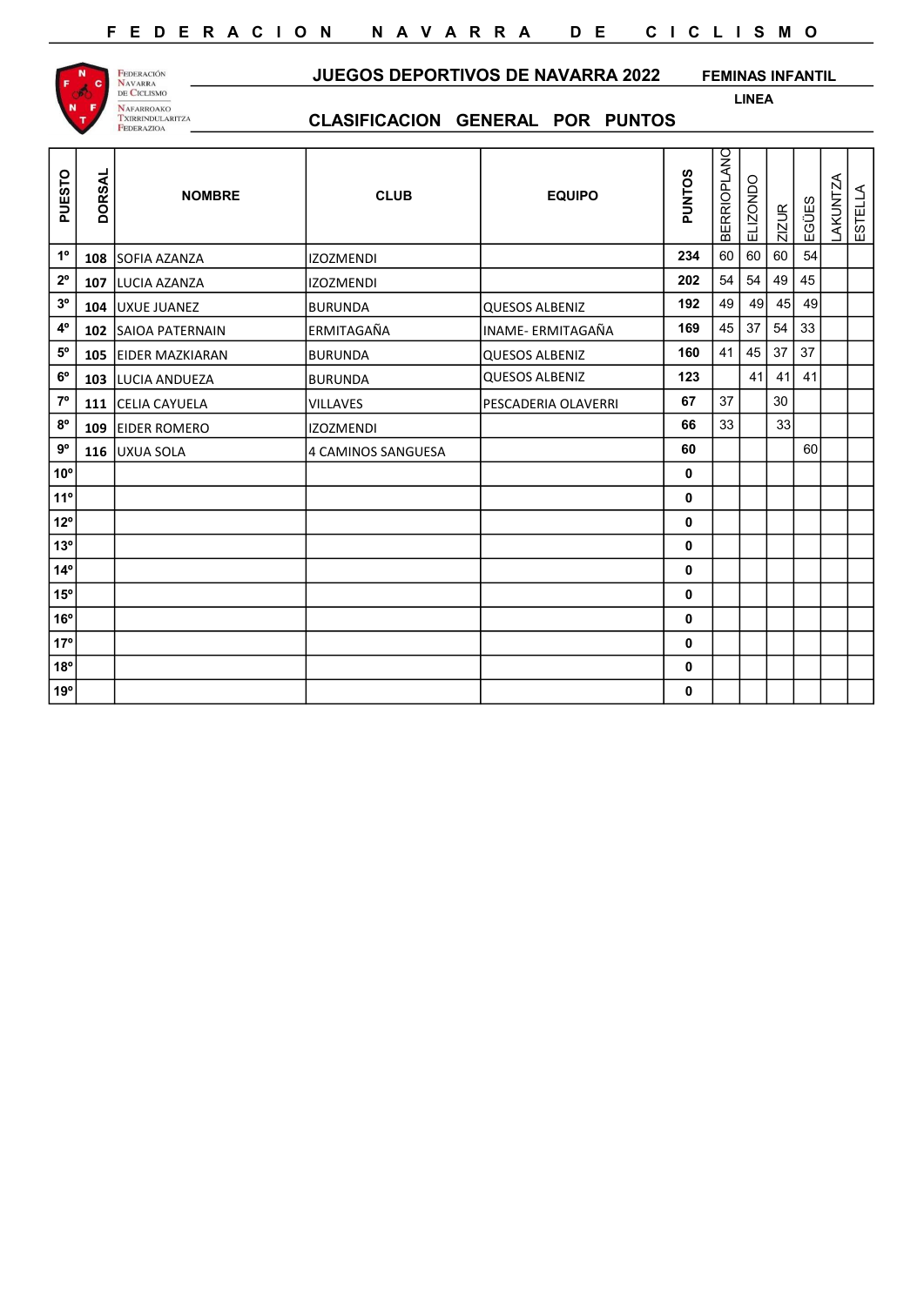## JUEGOS DEPORTIVOS DE NAVARRA 2022

**FEMINAS INFANTIL**

**LINEA**

## CLASIFICACION GENERAL POR PUNTOS

| PUESTO | DORSAL | NOMBRE | CLUB | EQUIPO | PUNTOS | BERRIOPLANO | ELIZONDO | ZIZUR | EGÜES | LAKUNTZA | ESTELLA |
|---|---|---|---|---|---|---|---|---|---|---|---|
| 1º | 108 | SOFIA AZANZA | IZOZMENDI | | 234 | 60 | 60 | 60 | 54 | | |
| 2º | 107 | LUCIA AZANZA | IZOZMENDI | | 202 | 54 | 54 | 49 | 45 | | |
| 3º | 104 | UXUE JUANEZ | BURUNDA | QUESOS ALBENIZ | 192 | 49 | 49 | 45 | 49 | | |
| 4º | 102 | SAIOA PATERNAIN | ERMITAGAÑA | INAME- ERMITAGAÑA | 169 | 45 | 37 | 54 | 33 | | |
| 5º | 105 | EIDER MAZKIARAN | BURUNDA | QUESOS ALBENIZ | 160 | 41 | 45 | 37 | 37 | | |
| 6º | 103 | LUCIA ANDUEZA | BURUNDA | QUESOS ALBENIZ | 123 | | 41 | 41 | 41 | | |
| 7º | 111 | CELIA CAYUELA | VILLAVES | PESCADERIA OLAVERRI | 67 | 37 | | 30 | | | |
| 8º | 109 | EIDER ROMERO | IZOZMENDI | | 66 | 33 | | 33 | | | |
| 9º | 116 | UXUA SOLA | 4 CAMINOS SANGUESA | | 60 | | | | 60 | | |
| 10º | | | | | 0 | | | | | | |
| 11º | | | | | 0 | | | | | | |
| 12º | | | | | 0 | | | | | | |
| 13º | | | | | 0 | | | | | | |
| 14º | | | | | 0 | | | | | | |
| 15º | | | | | 0 | | | | | | |
| 16º | | | | | 0 | | | | | | |
| 17º | | | | | 0 | | | | | | |
| 18º | | | | | 0 | | | | | | |
| 19º | | | | | 0 | | | | | | |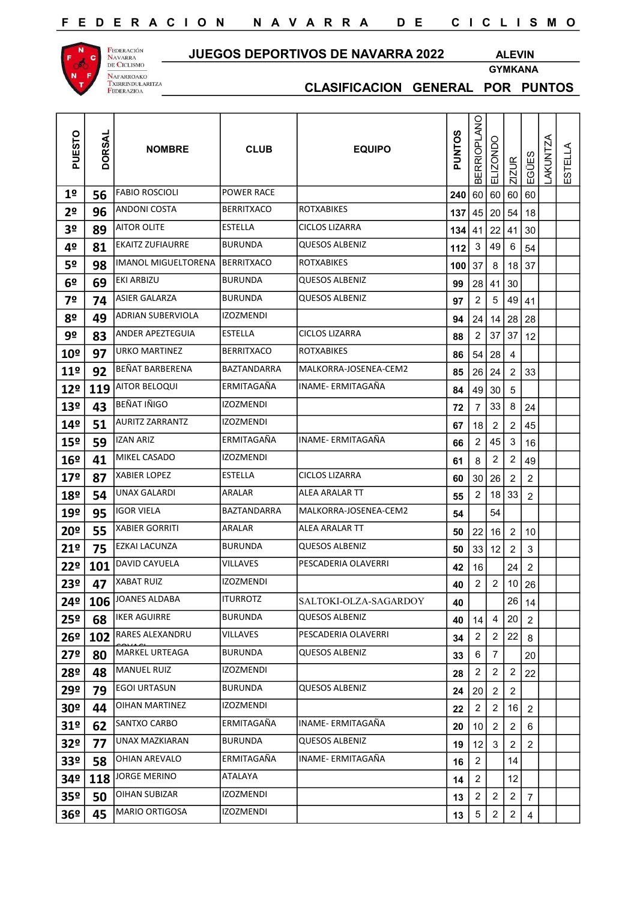FEDERACION NAVARRA DE CICLISMO

Federación Navarra de Ciclismo
Nafarroako Txirrindularitza Federazioa

# JUEGOS DEPORTIVOS DE NAVARRA 2022

**ALEVIN**
**GYMKANA**

## CLASIFICACION GENERAL POR PUNTOS

| PUESTO | DORSAL | NOMBRE | CLUB | EQUIPO | PUNTOS | BERRIOPLANO | ELIZONDO | ZIZUR | EGÜES | LAKUNTZA | ESTELLA |
|---|---|---|---|---|---|---|---|---|---|---|---|
| 1º | 56 | FABIO ROSCIOLI | POWER RACE | | 240 | 60 | 60 | 60 | 60 | | |
| 2º | 96 | ANDONI COSTA | BERRITXACO | ROTXABIKES | 137 | 45 | 20 | 54 | 18 | | |
| 3º | 89 | AITOR OLITE | ESTELLA | CICLOS LIZARRA | 134 | 41 | 22 | 41 | 30 | | |
| 4º | 81 | EKAITZ ZUFIAURRE | BURUNDA | QUESOS ALBENIZ | 112 | 3 | 49 | 6 | 54 | | |
| 5º | 98 | IMANOL MIGUELTORENA | BERRITXACO | ROTXABIKES | 100 | 37 | 8 | 18 | 37 | | |
| 6º | 69 | EKI ARBIZU | BURUNDA | QUESOS ALBENIZ | 99 | 28 | 41 | 30 | | | |
| 7º | 74 | ASIER GALARZA | BURUNDA | QUESOS ALBENIZ | 97 | 2 | 5 | 49 | 41 | | |
| 8º | 49 | ADRIAN SUBERVIOLA | IZOZMENDI | | 94 | 24 | 14 | 28 | 28 | | |
| 9º | 83 | ANDER APEZTEGUIA | ESTELLA | CICLOS LIZARRA | 88 | 2 | 37 | 37 | 12 | | |
| 10º | 97 | URKO MARTINEZ | BERRITXACO | ROTXABIKES | 86 | 54 | 28 | 4 | | | |
| 11º | 92 | BEÑAT BARBERENA | BAZTANDARRA | MALKORRA-JOSENEA-CEM2 | 85 | 26 | 24 | 2 | 33 | | |
| 12º | 119 | AITOR BELOQUI | ERMITAGAÑA | INAME- ERMITAGAÑA | 84 | 49 | 30 | 5 | | | |
| 13º | 43 | BEÑAT IÑIGO | IZOZMENDI | | 72 | 7 | 33 | 8 | 24 | | |
| 14º | 51 | AURITZ ZARRANTZ | IZOZMENDI | | 67 | 18 | 2 | 2 | 45 | | |
| 15º | 59 | IZAN ARIZ | ERMITAGAÑA | INAME- ERMITAGAÑA | 66 | 2 | 45 | 3 | 16 | | |
| 16º | 41 | MIKEL CASADO | IZOZMENDI | | 61 | 8 | 2 | 2 | 49 | | |
| 17º | 87 | XABIER LOPEZ | ESTELLA | CICLOS LIZARRA | 60 | 30 | 26 | 2 | 2 | | |
| 18º | 54 | UNAX GALARDI | ARALAR | ALEA ARALAR TT | 55 | 2 | 18 | 33 | 2 | | |
| 19º | 95 | IGOR VIELA | BAZTANDARRA | MALKORRA-JOSENEA-CEM2 | 54 | | 54 | | | | |
| 20º | 55 | XABIER GORRITI | ARALAR | ALEA ARALAR TT | 50 | 22 | 16 | 2 | 10 | | |
| 21º | 75 | EZKAI LACUNZA | BURUNDA | QUESOS ALBENIZ | 50 | 33 | 12 | 2 | 3 | | |
| 22º | 101 | DAVID CAYUELA | VILLAVES | PESCADERIA OLAVERRI | 42 | 16 | | 24 | 2 | | |
| 23º | 47 | XABAT RUIZ | IZOZMENDI | | 40 | 2 | 2 | 10 | 26 | | |
| 24º | 106 | JOANES ALDABA | ITURROTZ | SALTOKI-OLZA-SAGARDOY | 40 | | | 26 | 14 | | |
| 25º | 68 | IKER AGUIRRE | BURUNDA | QUESOS ALBENIZ | 40 | 14 | 4 | 20 | 2 | | |
| 26º | 102 | RARES ALEXANDRU COVACI | VILLAVES | PESCADERIA OLAVERRI | 34 | 2 | 2 | 22 | 8 | | |
| 27º | 80 | MARKEL URTEAGA | BURUNDA | QUESOS ALBENIZ | 33 | 6 | 7 | | 20 | | |
| 28º | 48 | MANUEL RUIZ | IZOZMENDI | | 28 | 2 | 2 | 2 | 22 | | |
| 29º | 79 | EGOI URTASUN | BURUNDA | QUESOS ALBENIZ | 24 | 20 | 2 | 2 | | | |
| 30º | 44 | OIHAN MARTINEZ | IZOZMENDI | | 22 | 2 | 2 | 16 | 2 | | |
| 31º | 62 | SANTXO CARBO | ERMITAGAÑA | INAME- ERMITAGAÑA | 20 | 10 | 2 | 2 | 6 | | |
| 32º | 77 | UNAX MAZKIARAN | BURUNDA | QUESOS ALBENIZ | 19 | 12 | 3 | 2 | 2 | | |
| 33º | 58 | OHIAN AREVALO | ERMITAGAÑA | INAME- ERMITAGAÑA | 16 | 2 | | 14 | | | |
| 34º | 118 | JORGE MERINO | ATALAYA | | 14 | 2 | | 12 | | | |
| 35º | 50 | OIHAN SUBIZAR | IZOZMENDI | | 13 | 2 | 2 | 2 | 7 | | |
| 36º | 45 | MARIO ORTIGOSA | IZOZMENDI | | 13 | 5 | 2 | 2 | 4 | | |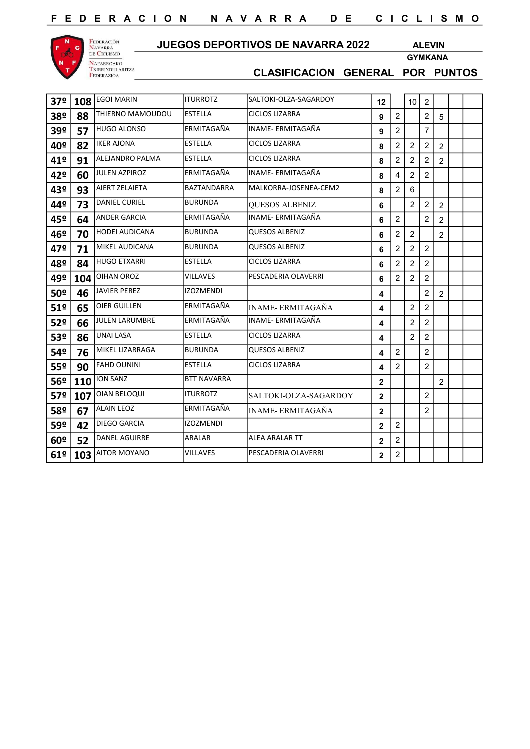## JUEGOS DEPORTIVOS DE NAVARRA 2022

**ALEVIN**

**GYMKANA**

### CLASIFICACION GENERAL POR PUNTOS

| | | | | | | | | | | | |
|---|---|---|---|---|---|---|---|---|---|---|---|
| 37º | 108 | EGOI MARIN | ITURROTZ | SALTOKI-OLZA-SAGARDOY | 12 | | 10 | 2 | | | |
| 38º | 88 | THIERNO MAMOUDOU | ESTELLA | CICLOS LIZARRA | 9 | 2 | | 2 | 5 | | |
| 39º | 57 | HUGO ALONSO | ERMITAGAÑA | INAME- ERMITAGAÑA | 9 | 2 | | 7 | | | |
| 40º | 82 | IKER AJONA | ESTELLA | CICLOS LIZARRA | 8 | 2 | 2 | 2 | 2 | | |
| 41º | 91 | ALEJANDRO PALMA | ESTELLA | CICLOS LIZARRA | 8 | 2 | 2 | 2 | 2 | | |
| 42º | 60 | JULEN AZPIROZ | ERMITAGAÑA | INAME- ERMITAGAÑA | 8 | 4 | 2 | 2 | | | |
| 43º | 93 | AIERT ZELAIETA | BAZTANDARRA | MALKORRA-JOSENEA-CEM2 | 8 | 2 | 6 | | | | |
| 44º | 73 | DANIEL CURIEL | BURUNDA | QUESOS ALBENIZ | 6 | | 2 | 2 | 2 | | |
| 45º | 64 | ANDER GARCIA | ERMITAGAÑA | INAME- ERMITAGAÑA | 6 | 2 | | 2 | 2 | | |
| 46º | 70 | HODEI AUDICANA | BURUNDA | QUESOS ALBENIZ | 6 | 2 | 2 | | 2 | | |
| 47º | 71 | MIKEL AUDICANA | BURUNDA | QUESOS ALBENIZ | 6 | 2 | 2 | 2 | | | |
| 48º | 84 | HUGO ETXARRI | ESTELLA | CICLOS LIZARRA | 6 | 2 | 2 | 2 | | | |
| 49º | 104 | OIHAN OROZ | VILLAVES | PESCADERIA OLAVERRI | 6 | 2 | 2 | 2 | | | |
| 50º | 46 | JAVIER PEREZ | IZOZMENDI | | 4 | | | 2 | 2 | | |
| 51º | 65 | OIER GUILLEN | ERMITAGAÑA | INAME- ERMITAGAÑA | 4 | | 2 | 2 | | | |
| 52º | 66 | JULEN LARUMBRE | ERMITAGAÑA | INAME- ERMITAGAÑA | 4 | | 2 | 2 | | | |
| 53º | 86 | UNAI LASA | ESTELLA | CICLOS LIZARRA | 4 | | 2 | 2 | | | |
| 54º | 76 | MIKEL LIZARRAGA | BURUNDA | QUESOS ALBENIZ | 4 | 2 | | 2 | | | |
| 55º | 90 | FAHD OUNINI | ESTELLA | CICLOS LIZARRA | 4 | 2 | | 2 | | | |
| 56º | 110 | ION SANZ | BTT NAVARRA | | 2 | | | | 2 | | |
| 57º | 107 | OIAN BELOQUI | ITURROTZ | SALTOKI-OLZA-SAGARDOY | 2 | | | 2 | | | |
| 58º | 67 | ALAIN LEOZ | ERMITAGAÑA | INAME- ERMITAGAÑA | 2 | | | 2 | | | |
| 59º | 42 | DIEGO GARCIA | IZOZMENDI | | 2 | 2 | | | | | |
| 60º | 52 | DANEL AGUIRRE | ARALAR | ALEA ARALAR TT | 2 | 2 | | | | | |
| 61º | 103 | AITOR MOYANO | VILLAVES | PESCADERIA OLAVERRI | 2 | 2 | | | | | |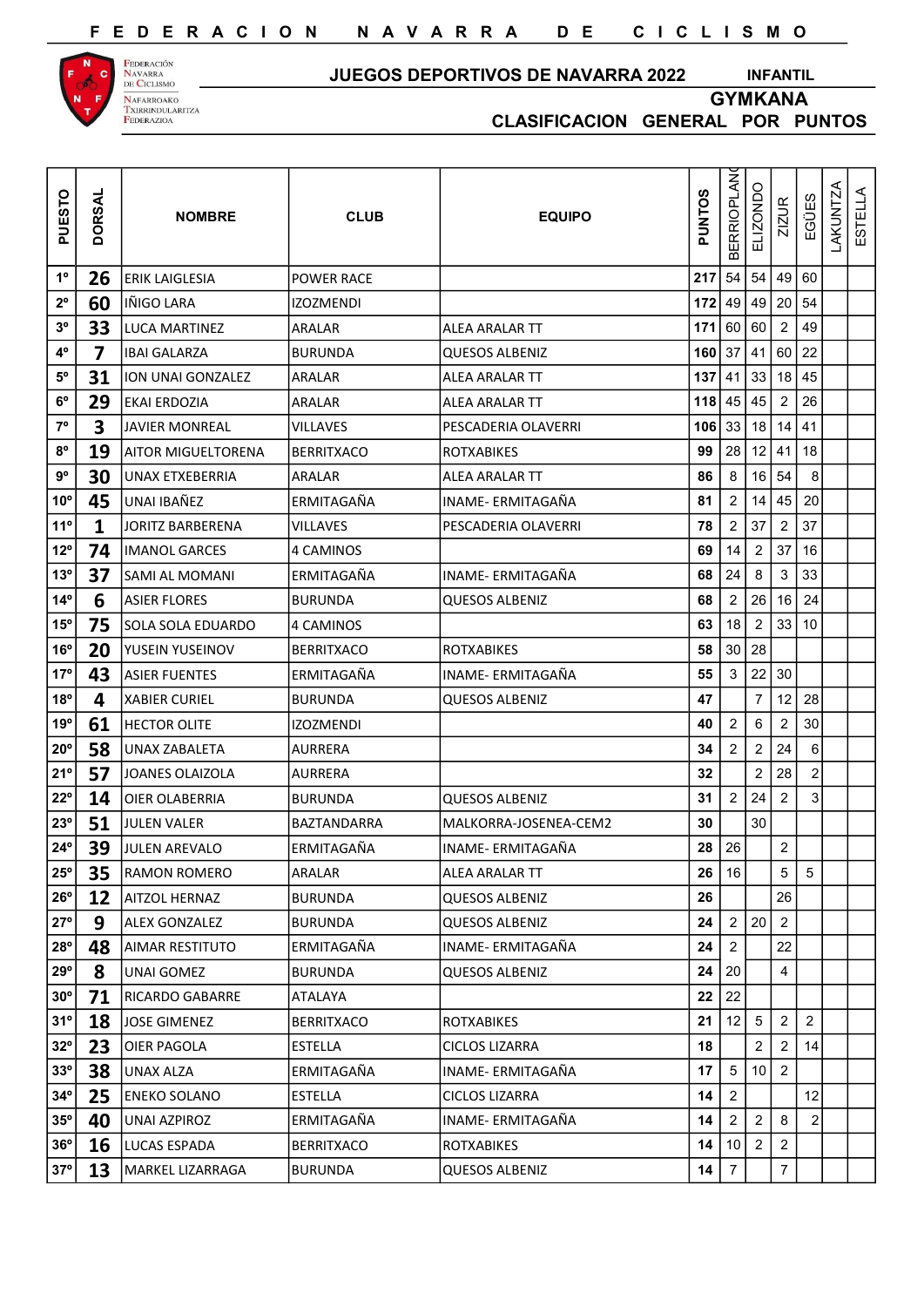# FEDERACION NAVARRA DE CICLISMO

Federación Navarra de Ciclismo
Nafarroako Txirrindularitza Federazioa

## JUEGOS DEPORTIVOS DE NAVARRA 2022

**INFANTIL**

**GYMKANA**

**CLASIFICACION GENERAL POR PUNTOS**

| PUESTO | DORSAL | NOMBRE | CLUB | EQUIPO | PUNTOS | BERRIOPLANO | ELIZONDO | ZIZUR | EGÜES | LAKUNTZA | ESTELLA |
|---|---|---|---|---|---|---|---|---|---|---|---|
| 1º | 26 | ERIK LAIGLESIA | POWER RACE | | 217 | 54 | 54 | 49 | 60 | | |
| 2º | 60 | IÑIGO LARA | IZOZMENDI | | 172 | 49 | 49 | 20 | 54 | | |
| 3º | 33 | LUCA MARTINEZ | ARALAR | ALEA ARALAR TT | 171 | 60 | 60 | 2 | 49 | | |
| 4º | 7 | IBAI GALARZA | BURUNDA | QUESOS ALBENIZ | 160 | 37 | 41 | 60 | 22 | | |
| 5º | 31 | ION UNAI GONZALEZ | ARALAR | ALEA ARALAR TT | 137 | 41 | 33 | 18 | 45 | | |
| 6º | 29 | EKAI ERDOZIA | ARALAR | ALEA ARALAR TT | 118 | 45 | 45 | 2 | 26 | | |
| 7º | 3 | JAVIER MONREAL | VILLAVES | PESCADERIA OLAVERRI | 106 | 33 | 18 | 14 | 41 | | |
| 8º | 19 | AITOR MIGUELTORENA | BERRITXACO | ROTXABIKES | 99 | 28 | 12 | 41 | 18 | | |
| 9º | 30 | UNAX ETXEBERRIA | ARALAR | ALEA ARALAR TT | 86 | 8 | 16 | 54 | 8 | | |
| 10º | 45 | UNAI IBAÑEZ | ERMITAGAÑA | INAME- ERMITAGAÑA | 81 | 2 | 14 | 45 | 20 | | |
| 11º | 1 | JORITZ BARBERENA | VILLAVES | PESCADERIA OLAVERRI | 78 | 2 | 37 | 2 | 37 | | |
| 12º | 74 | IMANOL GARCES | 4 CAMINOS | | 69 | 14 | 2 | 37 | 16 | | |
| 13º | 37 | SAMI AL MOMANI | ERMITAGAÑA | INAME- ERMITAGAÑA | 68 | 24 | 8 | 3 | 33 | | |
| 14º | 6 | ASIER FLORES | BURUNDA | QUESOS ALBENIZ | 68 | 2 | 26 | 16 | 24 | | |
| 15º | 75 | SOLA SOLA EDUARDO | 4 CAMINOS | | 63 | 18 | 2 | 33 | 10 | | |
| 16º | 20 | YUSEIN YUSEINOV | BERRITXACO | ROTXABIKES | 58 | 30 | 28 | | | | |
| 17º | 43 | ASIER FUENTES | ERMITAGAÑA | INAME- ERMITAGAÑA | 55 | 3 | 22 | 30 | | | |
| 18º | 4 | XABIER CURIEL | BURUNDA | QUESOS ALBENIZ | 47 | | 7 | 12 | 28 | | |
| 19º | 61 | HECTOR OLITE | IZOZMENDI | | 40 | 2 | 6 | 2 | 30 | | |
| 20º | 58 | UNAX ZABALETA | AURRERA | | 34 | 2 | 2 | 24 | 6 | | |
| 21º | 57 | JOANES OLAIZOLA | AURRERA | | 32 | | 2 | 28 | 2 | | |
| 22º | 14 | OIER OLABERRIA | BURUNDA | QUESOS ALBENIZ | 31 | 2 | 24 | 2 | 3 | | |
| 23º | 51 | JULEN VALER | BAZTANDARRA | MALKORRA-JOSENEA-CEM2 | 30 | | 30 | | | | |
| 24º | 39 | JULEN AREVALO | ERMITAGAÑA | INAME- ERMITAGAÑA | 28 | 26 | | 2 | | | |
| 25º | 35 | RAMON ROMERO | ARALAR | ALEA ARALAR TT | 26 | 16 | | 5 | 5 | | |
| 26º | 12 | AITZOL HERNAZ | BURUNDA | QUESOS ALBENIZ | 26 | | | 26 | | | |
| 27º | 9 | ALEX GONZALEZ | BURUNDA | QUESOS ALBENIZ | 24 | 2 | 20 | 2 | | | |
| 28º | 48 | AIMAR RESTITUTO | ERMITAGAÑA | INAME- ERMITAGAÑA | 24 | 2 | | 22 | | | |
| 29º | 8 | UNAI GOMEZ | BURUNDA | QUESOS ALBENIZ | 24 | 20 | | 4 | | | |
| 30º | 71 | RICARDO GABARRE | ATALAYA | | 22 | 22 | | | | | |
| 31º | 18 | JOSE GIMENEZ | BERRITXACO | ROTXABIKES | 21 | 12 | 5 | 2 | 2 | | |
| 32º | 23 | OIER PAGOLA | ESTELLA | CICLOS LIZARRA | 18 | | 2 | 2 | 14 | | |
| 33º | 38 | UNAX ALZA | ERMITAGAÑA | INAME- ERMITAGAÑA | 17 | 5 | 10 | 2 | | | |
| 34º | 25 | ENEKO SOLANO | ESTELLA | CICLOS LIZARRA | 14 | 2 | | | 12 | | |
| 35º | 40 | UNAI AZPIROZ | ERMITAGAÑA | INAME- ERMITAGAÑA | 14 | 2 | 2 | 8 | 2 | | |
| 36º | 16 | LUCAS ESPADA | BERRITXACO | ROTXABIKES | 14 | 10 | 2 | 2 | | | |
| 37º | 13 | MARKEL LIZARRAGA | BURUNDA | QUESOS ALBENIZ | 14 | 7 | | 7 | | | |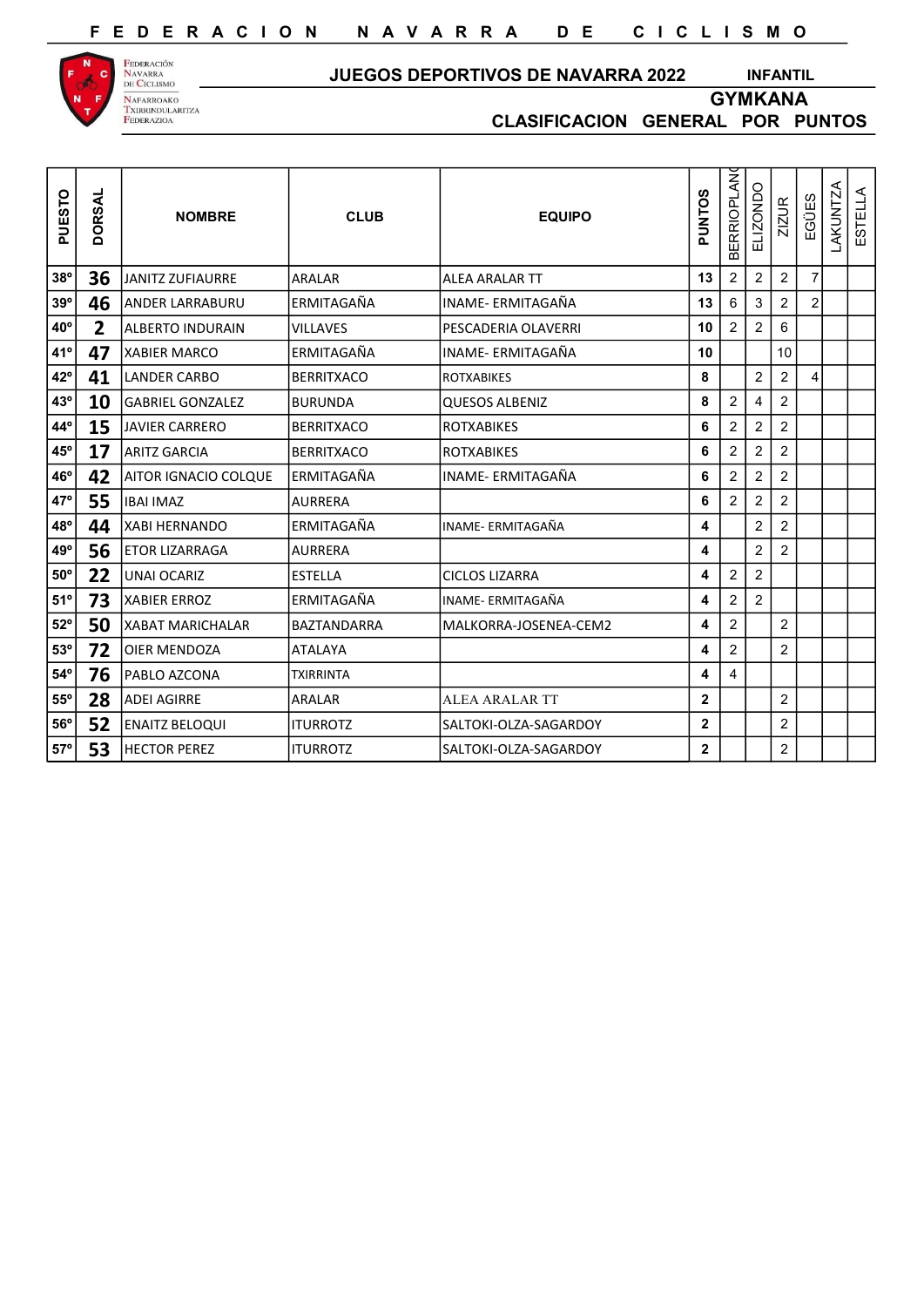# FEDERACION NAVARRA DE CICLISMO

FEDERACIÓN NAVARRA DE CICLISMO
NAFARROAKO TXIRRINDULARITZA FEDERAZIOA

## JUEGOS DEPORTIVOS DE NAVARRA 2022 — INFANTIL

### GYMKANA

### CLASIFICACION GENERAL POR PUNTOS

| PUESTO | DORSAL | NOMBRE | CLUB | EQUIPO | PUNTOS | BERRIOPLANO | ELIZONDO | ZIZUR | EGÜES | LAKUNTZA | ESTELLA |
|---|---|---|---|---|---|---|---|---|---|---|---|
| 38º | 36 | JANITZ ZUFIAURRE | ARALAR | ALEA ARALAR TT | 13 | 2 | 2 | 2 | 7 | | |
| 39º | 46 | ANDER LARRABURU | ERMITAGAÑA | INAME- ERMITAGAÑA | 13 | 6 | 3 | 2 | 2 | | |
| 40º | 2 | ALBERTO INDURAIN | VILLAVES | PESCADERIA OLAVERRI | 10 | 2 | 2 | 6 | | | |
| 41º | 47 | XABIER MARCO | ERMITAGAÑA | INAME- ERMITAGAÑA | 10 | | | 10 | | | |
| 42º | 41 | LANDER CARBO | BERRITXACO | ROTXABIKES | 8 | | 2 | 2 | 4 | | |
| 43º | 10 | GABRIEL GONZALEZ | BURUNDA | QUESOS ALBENIZ | 8 | 2 | 4 | 2 | | | |
| 44º | 15 | JAVIER CARRERO | BERRITXACO | ROTXABIKES | 6 | 2 | 2 | 2 | | | |
| 45º | 17 | ARITZ GARCIA | BERRITXACO | ROTXABIKES | 6 | 2 | 2 | 2 | | | |
| 46º | 42 | AITOR IGNACIO COLQUE | ERMITAGAÑA | INAME- ERMITAGAÑA | 6 | 2 | 2 | 2 | | | |
| 47º | 55 | IBAI IMAZ | AURRERA | | 6 | 2 | 2 | 2 | | | |
| 48º | 44 | XABI HERNANDO | ERMITAGAÑA | INAME- ERMITAGAÑA | 4 | | 2 | 2 | | | |
| 49º | 56 | ETOR LIZARRAGA | AURRERA | | 4 | | 2 | 2 | | | |
| 50º | 22 | UNAI OCARIZ | ESTELLA | CICLOS LIZARRA | 4 | 2 | 2 | | | | |
| 51º | 73 | XABIER ERROZ | ERMITAGAÑA | INAME- ERMITAGAÑA | 4 | 2 | 2 | | | | |
| 52º | 50 | XABAT MARICHALAR | BAZTANDARRA | MALKORRA-JOSENEA-CEM2 | 4 | 2 | | 2 | | | |
| 53º | 72 | OIER MENDOZA | ATALAYA | | 4 | 2 | | 2 | | | |
| 54º | 76 | PABLO AZCONA | TXIRRINTA | | 4 | 4 | | | | | |
| 55º | 28 | ADEI AGIRRE | ARALAR | ALEA ARALAR TT | 2 | | | 2 | | | |
| 56º | 52 | ENAITZ BELOQUI | ITURROTZ | SALTOKI-OLZA-SAGARDOY | 2 | | | 2 | | | |
| 57º | 53 | HECTOR PEREZ | ITURROTZ | SALTOKI-OLZA-SAGARDOY | 2 | | | 2 | | | |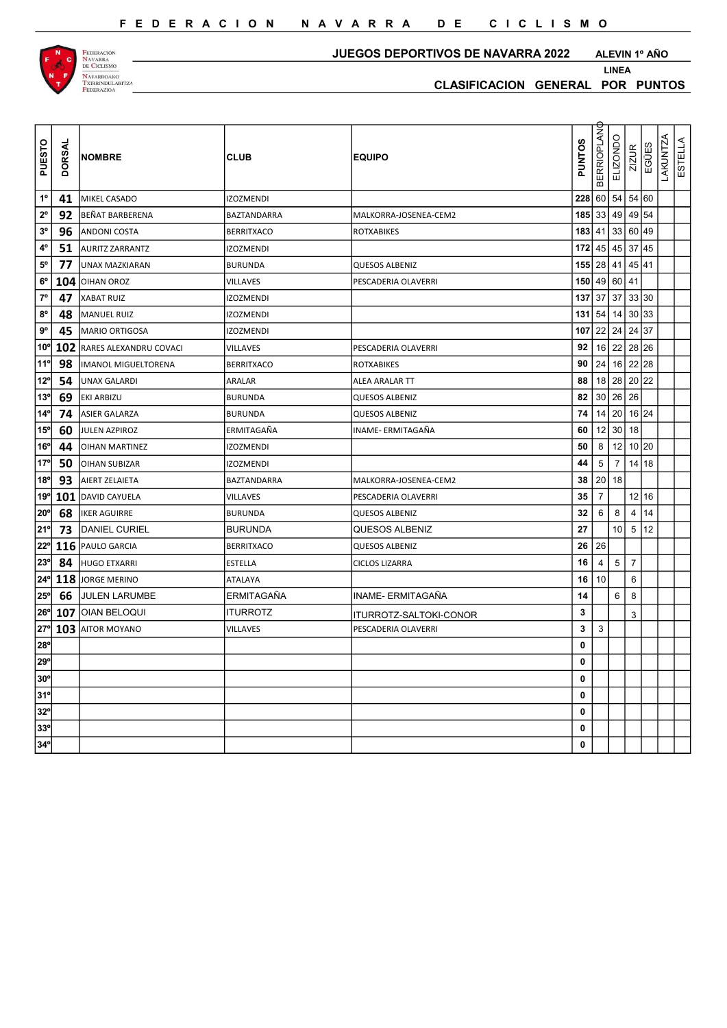# FEDERACION NAVARRA DE CICLISMO

Federación Navarra de Ciclismo
Nafarroako Txirrindularitza Federazioa

## JUEGOS DEPORTIVOS DE NAVARRA 2022

**ALEVIN 1º AÑO**

**LINEA**

### CLASIFICACION GENERAL POR PUNTOS

| PUESTO | DORSAL | NOMBRE | CLUB | EQUIPO | PUNTOS | BERRIOPLANO | ELIZONDO | ZIZUR | EGÜES | LAKUNTZA | ESTELLA |
|---|---|---|---|---|---|---|---|---|---|---|---|
| 1º | 41 | MIKEL CASADO | IZOZMENDI | | 228 | 60 | 54 | 54 | 60 | | |
| 2º | 92 | BEÑAT BARBERENA | BAZTANDARRA | MALKORRA-JOSENEA-CEM2 | 185 | 33 | 49 | 49 | 54 | | |
| 3º | 96 | ANDONI COSTA | BERRITXACO | ROTXABIKES | 183 | 41 | 33 | 60 | 49 | | |
| 4º | 51 | AURITZ ZARRANTZ | IZOZMENDI | | 172 | 45 | 45 | 37 | 45 | | |
| 5º | 77 | UNAX MAZKIARAN | BURUNDA | QUESOS ALBENIZ | 155 | 28 | 41 | 45 | 41 | | |
| 6º | 104 | OIHAN OROZ | VILLAVES | PESCADERIA OLAVERRI | 150 | 49 | 60 | 41 | | | |
| 7º | 47 | XABAT RUIZ | IZOZMENDI | | 137 | 37 | 37 | 33 | 30 | | |
| 8º | 48 | MANUEL RUIZ | IZOZMENDI | | 131 | 54 | 14 | 30 | 33 | | |
| 9º | 45 | MARIO ORTIGOSA | IZOZMENDI | | 107 | 22 | 24 | 24 | 37 | | |
| 10º | 102 | RARES ALEXANDRU COVACI | VILLAVES | PESCADERIA OLAVERRI | 92 | 16 | 22 | 28 | 26 | | |
| 11º | 98 | IMANOL MIGUELTORENA | BERRITXACO | ROTXABIKES | 90 | 24 | 16 | 22 | 28 | | |
| 12º | 54 | UNAX GALARDI | ARALAR | ALEA ARALAR TT | 88 | 18 | 28 | 20 | 22 | | |
| 13º | 69 | EKI ARBIZU | BURUNDA | QUESOS ALBENIZ | 82 | 30 | 26 | 26 | | | |
| 14º | 74 | ASIER GALARZA | BURUNDA | QUESOS ALBENIZ | 74 | 14 | 20 | 16 | 24 | | |
| 15º | 60 | JULEN AZPIROZ | ERMITAGAÑA | INAME- ERMITAGAÑA | 60 | 12 | 30 | 18 | | | |
| 16º | 44 | OIHAN MARTINEZ | IZOZMENDI | | 50 | 8 | 12 | 10 | 20 | | |
| 17º | 50 | OIHAN SUBIZAR | IZOZMENDI | | 44 | 5 | 7 | 14 | 18 | | |
| 18º | 93 | AIERT ZELAIETA | BAZTANDARRA | MALKORRA-JOSENEA-CEM2 | 38 | 20 | 18 | | | | |
| 19º | 101 | DAVID CAYUELA | VILLAVES | PESCADERIA OLAVERRI | 35 | 7 | | 12 | 16 | | |
| 20º | 68 | IKER AGUIRRE | BURUNDA | QUESOS ALBENIZ | 32 | 6 | 8 | 4 | 14 | | |
| 21º | 73 | DANIEL CURIEL | BURUNDA | QUESOS ALBENIZ | 27 | | 10 | 5 | 12 | | |
| 22º | 116 | PAULO GARCIA | BERRITXACO | QUESOS ALBENIZ | 26 | 26 | | | | | |
| 23º | 84 | HUGO ETXARRI | ESTELLA | CICLOS LIZARRA | 16 | 4 | 5 | 7 | | | |
| 24º | 118 | JORGE MERINO | ATALAYA | | 16 | 10 | | 6 | | | |
| 25º | 66 | JULEN LARUMBE | ERMITAGAÑA | INAME- ERMITAGAÑA | 14 | | 6 | 8 | | | |
| 26º | 107 | OIAN BELOQUI | ITURROTZ | ITURROTZ-SALTOKI-CONOR | 3 | | | 3 | | | |
| 27º | 103 | AITOR MOYANO | VILLAVES | PESCADERIA OLAVERRI | 3 | 3 | | | | | |
| 28º | | | | | 0 | | | | | | |
| 29º | | | | | 0 | | | | | | |
| 30º | | | | | 0 | | | | | | |
| 31º | | | | | 0 | | | | | | |
| 32º | | | | | 0 | | | | | | |
| 33º | | | | | 0 | | | | | | |
| 34º | | | | | 0 | | | | | | |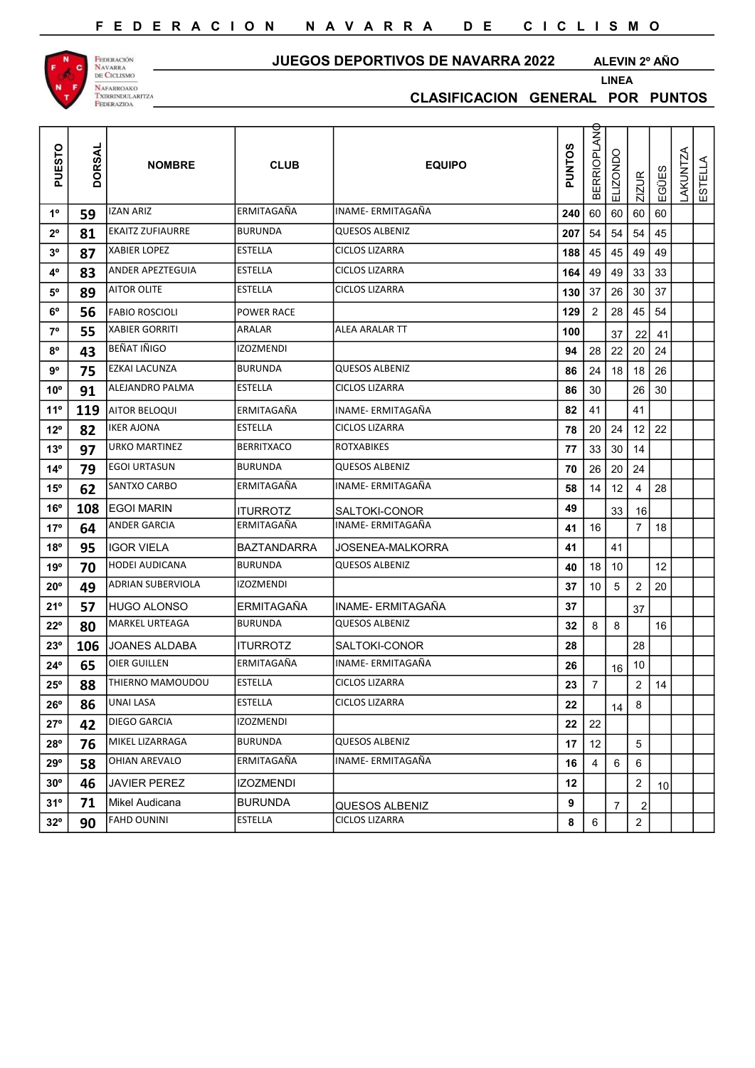# FEDERACION NAVARRA DE CICLISMO

Federación Navarra de Ciclismo
Nafarroako Txirrindularitza Federazioa

## JUEGOS DEPORTIVOS DE NAVARRA 2022

**ALEVIN 2º AÑO**

**LINEA**

## CLASIFICACION GENERAL POR PUNTOS

| PUESTO | DORSAL | NOMBRE | CLUB | EQUIPO | PUNTOS | BERRIOPLANO | ELIZONDO | ZIZUR | EGÜES | LAKUNTZA | ESTELLA |
|---|---|---|---|---|---|---|---|---|---|---|---|
| 1º | 59 | IZAN ARIZ | ERMITAGAÑA | INAME- ERMITAGAÑA | 240 | 60 | 60 | 60 | 60 | | |
| 2º | 81 | EKAITZ ZUFIAURRE | BURUNDA | QUESOS ALBENIZ | 207 | 54 | 54 | 54 | 45 | | |
| 3º | 87 | XABIER LOPEZ | ESTELLA | CICLOS LIZARRA | 188 | 45 | 45 | 49 | 49 | | |
| 4º | 83 | ANDER APEZTEGUIA | ESTELLA | CICLOS LIZARRA | 164 | 49 | 49 | 33 | 33 | | |
| 5º | 89 | AITOR OLITE | ESTELLA | CICLOS LIZARRA | 130 | 37 | 26 | 30 | 37 | | |
| 6º | 56 | FABIO ROSCIOLI | POWER RACE | | 129 | 2 | 28 | 45 | 54 | | |
| 7º | 55 | XABIER GORRITI | ARALAR | ALEA ARALAR TT | 100 | | 37 | 22 | 41 | | |
| 8º | 43 | BEÑAT IÑIGO | IZOZMENDI | | 94 | 28 | 22 | 20 | 24 | | |
| 9º | 75 | EZKAI LACUNZA | BURUNDA | QUESOS ALBENIZ | 86 | 24 | 18 | 18 | 26 | | |
| 10º | 91 | ALEJANDRO PALMA | ESTELLA | CICLOS LIZARRA | 86 | 30 | | 26 | 30 | | |
| 11º | 119 | AITOR BELOQUI | ERMITAGAÑA | INAME- ERMITAGAÑA | 82 | 41 | | 41 | | | |
| 12º | 82 | IKER AJONA | ESTELLA | CICLOS LIZARRA | 78 | 20 | 24 | 12 | 22 | | |
| 13º | 97 | URKO MARTINEZ | BERRITXACO | ROTXABIKES | 77 | 33 | 30 | 14 | | | |
| 14º | 79 | EGOI URTASUN | BURUNDA | QUESOS ALBENIZ | 70 | 26 | 20 | 24 | | | |
| 15º | 62 | SANTXO CARBO | ERMITAGAÑA | INAME- ERMITAGAÑA | 58 | 14 | 12 | 4 | 28 | | |
| 16º | 108 | EGOI MARIN | ITURROTZ | SALTOKI-CONOR | 49 | | 33 | 16 | | | |
| 17º | 64 | ANDER GARCIA | ERMITAGAÑA | INAME- ERMITAGAÑA | 41 | 16 | | 7 | 18 | | |
| 18º | 95 | IGOR VIELA | BAZTANDARRA | JOSENEA-MALKORRA | 41 | | 41 | | | | |
| 19º | 70 | HODEI AUDICANA | BURUNDA | QUESOS ALBENIZ | 40 | 18 | 10 | | 12 | | |
| 20º | 49 | ADRIAN SUBERVIOLA | IZOZMENDI | | 37 | 10 | 5 | 2 | 20 | | |
| 21º | 57 | HUGO ALONSO | ERMITAGAÑA | INAME- ERMITAGAÑA | 37 | | | 37 | | | |
| 22º | 80 | MARKEL URTEAGA | BURUNDA | QUESOS ALBENIZ | 32 | 8 | 8 | | 16 | | |
| 23º | 106 | JOANES ALDABA | ITURROTZ | SALTOKI-CONOR | 28 | | | 28 | | | |
| 24º | 65 | OIER GUILLEN | ERMITAGAÑA | INAME- ERMITAGAÑA | 26 | | 16 | 10 | | | |
| 25º | 88 | THIERNO MAMOUDOU | ESTELLA | CICLOS LIZARRA | 23 | 7 | | 2 | 14 | | |
| 26º | 86 | UNAI LASA | ESTELLA | CICLOS LIZARRA | 22 | | 14 | 8 | | | |
| 27º | 42 | DIEGO GARCIA | IZOZMENDI | | 22 | 22 | | | | | |
| 28º | 76 | MIKEL LIZARRAGA | BURUNDA | QUESOS ALBENIZ | 17 | 12 | | 5 | | | |
| 29º | 58 | OHIAN AREVALO | ERMITAGAÑA | INAME- ERMITAGAÑA | 16 | 4 | 6 | 6 | | | |
| 30º | 46 | JAVIER PEREZ | IZOZMENDI | | 12 | | | 2 | 10 | | |
| 31º | 71 | Mikel Audicana | BURUNDA | QUESOS ALBENIZ | 9 | | 7 | 2 | | | |
| 32º | 90 | FAHD OUNINI | ESTELLA | CICLOS LIZARRA | 8 | 6 | | 2 | | | |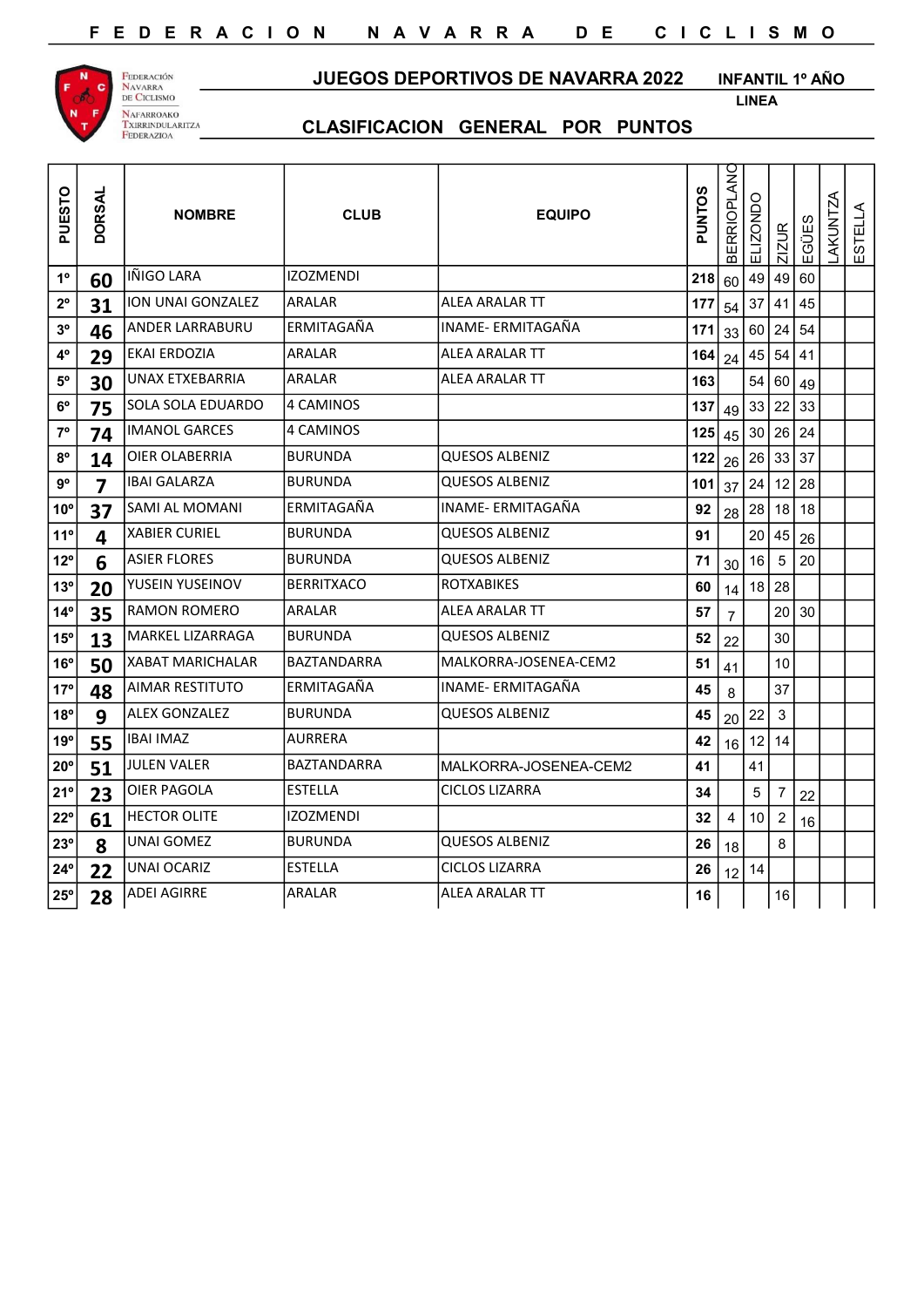# F E D E R A C I O N   N A V A R R A   D E   C I C L I S M O

Federación Navarra de Ciclismo
Nafarroako Txirrindularitza Federazioa

## JUEGOS DEPORTIVOS DE NAVARRA 2022

**INFANTIL 1º AÑO**

**LINEA**

## CLASIFICACION GENERAL POR PUNTOS

| PUESTO | DORSAL | NOMBRE | CLUB | EQUIPO | PUNTOS | BERRIOPLANO | ELIZONDO | ZIZUR | EGÜES | LAKUNTZA | ESTELLA |
|---|---|---|---|---|---|---|---|---|---|---|---|
| 1º | 60 | IÑIGO LARA | IZOZMENDI | | 218 | 60 | 49 | 49 | 60 | | |
| 2º | 31 | ION UNAI GONZALEZ | ARALAR | ALEA ARALAR TT | 177 | 54 | 37 | 41 | 45 | | |
| 3º | 46 | ANDER LARRABURU | ERMITAGAÑA | INAME- ERMITAGAÑA | 171 | 33 | 60 | 24 | 54 | | |
| 4º | 29 | EKAI ERDOZIA | ARALAR | ALEA ARALAR TT | 164 | 24 | 45 | 54 | 41 | | |
| 5º | 30 | UNAX ETXEBARRIA | ARALAR | ALEA ARALAR TT | 163 | | 54 | 60 | 49 | | |
| 6º | 75 | SOLA SOLA EDUARDO | 4 CAMINOS | | 137 | 49 | 33 | 22 | 33 | | |
| 7º | 74 | IMANOL GARCES | 4 CAMINOS | | 125 | 45 | 30 | 26 | 24 | | |
| 8º | 14 | OIER OLABERRIA | BURUNDA | QUESOS ALBENIZ | 122 | 26 | 26 | 33 | 37 | | |
| 9º | 7 | IBAI GALARZA | BURUNDA | QUESOS ALBENIZ | 101 | 37 | 24 | 12 | 28 | | |
| 10º | 37 | SAMI AL MOMANI | ERMITAGAÑA | INAME- ERMITAGAÑA | 92 | 28 | 28 | 18 | 18 | | |
| 11º | 4 | XABIER CURIEL | BURUNDA | QUESOS ALBENIZ | 91 | | 20 | 45 | 26 | | |
| 12º | 6 | ASIER FLORES | BURUNDA | QUESOS ALBENIZ | 71 | 30 | 16 | 5 | 20 | | |
| 13º | 20 | YUSEIN YUSEINOV | BERRITXACO | ROTXABIKES | 60 | 14 | 18 | 28 | | | |
| 14º | 35 | RAMON ROMERO | ARALAR | ALEA ARALAR TT | 57 | 7 | | 20 | 30 | | |
| 15º | 13 | MARKEL LIZARRAGA | BURUNDA | QUESOS ALBENIZ | 52 | 22 | | 30 | | | |
| 16º | 50 | XABAT MARICHALAR | BAZTANDARRA | MALKORRA-JOSENEA-CEM2 | 51 | 41 | | 10 | | | |
| 17º | 48 | AIMAR RESTITUTO | ERMITAGAÑA | INAME- ERMITAGAÑA | 45 | 8 | | 37 | | | |
| 18º | 9 | ALEX GONZALEZ | BURUNDA | QUESOS ALBENIZ | 45 | 20 | 22 | 3 | | | |
| 19º | 55 | IBAI IMAZ | AURRERA | | 42 | 16 | 12 | 14 | | | |
| 20º | 51 | JULEN VALER | BAZTANDARRA | MALKORRA-JOSENEA-CEM2 | 41 | | 41 | | | | |
| 21º | 23 | OIER PAGOLA | ESTELLA | CICLOS LIZARRA | 34 | | 5 | 7 | 22 | | |
| 22º | 61 | HECTOR OLITE | IZOZMENDI | | 32 | 4 | 10 | 2 | 16 | | |
| 23º | 8 | UNAI GOMEZ | BURUNDA | QUESOS ALBENIZ | 26 | 18 | | 8 | | | |
| 24º | 22 | UNAI OCARIZ | ESTELLA | CICLOS LIZARRA | 26 | 12 | 14 | | | | |
| 25º | 28 | ADEI AGIRRE | ARALAR | ALEA ARALAR TT | 16 | | | 16 | | | |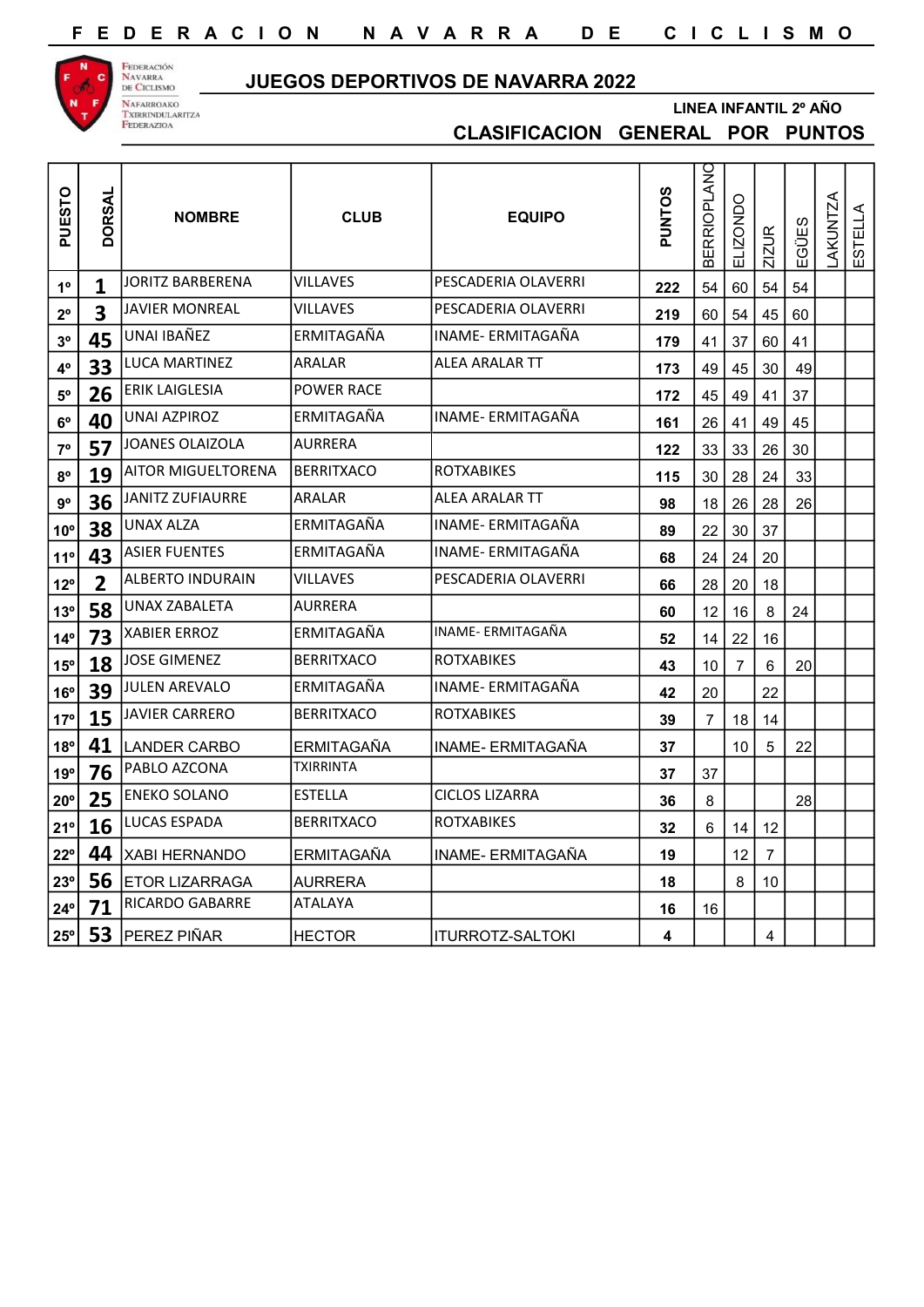F E D E R A C I O N   N A V A R R A   D E   C I C L I S M O

Federación Navarra de Ciclismo
Nafarroako Txirrindularitza Federazioa

## JUEGOS DEPORTIVOS DE NAVARRA 2022

LINEA INFANTIL 2º AÑO

### CLASIFICACION GENERAL POR PUNTOS

| PUESTO | DORSAL | NOMBRE | CLUB | EQUIPO | PUNTOS | BERRIOPLANO | ELIZONDO | ZIZUR | EGÜES | LAKUNTZA | ESTELLA |
|---|---|---|---|---|---|---|---|---|---|---|---|
| 1º | 1 | JORITZ BARBERENA | VILLAVES | PESCADERIA OLAVERRI | 222 | 54 | 60 | 54 | 54 | | |
| 2º | 3 | JAVIER MONREAL | VILLAVES | PESCADERIA OLAVERRI | 219 | 60 | 54 | 45 | 60 | | |
| 3º | 45 | UNAI IBAÑEZ | ERMITAGAÑA | INAME- ERMITAGAÑA | 179 | 41 | 37 | 60 | 41 | | |
| 4º | 33 | LUCA MARTINEZ | ARALAR | ALEA ARALAR TT | 173 | 49 | 45 | 30 | 49 | | |
| 5º | 26 | ERIK LAIGLESIA | POWER RACE | | 172 | 45 | 49 | 41 | 37 | | |
| 6º | 40 | UNAI AZPIROZ | ERMITAGAÑA | INAME- ERMITAGAÑA | 161 | 26 | 41 | 49 | 45 | | |
| 7º | 57 | JOANES OLAIZOLA | AURRERA | | 122 | 33 | 33 | 26 | 30 | | |
| 8º | 19 | AITOR MIGUELTORENA | BERRITXACO | ROTXABIKES | 115 | 30 | 28 | 24 | 33 | | |
| 9º | 36 | JANITZ ZUFIAURRE | ARALAR | ALEA ARALAR TT | 98 | 18 | 26 | 28 | 26 | | |
| 10º | 38 | UNAX ALZA | ERMITAGAÑA | INAME- ERMITAGAÑA | 89 | 22 | 30 | 37 | | | |
| 11º | 43 | ASIER FUENTES | ERMITAGAÑA | INAME- ERMITAGAÑA | 68 | 24 | 24 | 20 | | | |
| 12º | 2 | ALBERTO INDURAIN | VILLAVES | PESCADERIA OLAVERRI | 66 | 28 | 20 | 18 | | | |
| 13º | 58 | UNAX ZABALETA | AURRERA | | 60 | 12 | 16 | 8 | 24 | | |
| 14º | 73 | XABIER ERROZ | ERMITAGAÑA | INAME- ERMITAGAÑA | 52 | 14 | 22 | 16 | | | |
| 15º | 18 | JOSE GIMENEZ | BERRITXACO | ROTXABIKES | 43 | 10 | 7 | 6 | 20 | | |
| 16º | 39 | JULEN AREVALO | ERMITAGAÑA | INAME- ERMITAGAÑA | 42 | 20 | | 22 | | | |
| 17º | 15 | JAVIER CARRERO | BERRITXACO | ROTXABIKES | 39 | 7 | 18 | 14 | | | |
| 18º | 41 | LANDER CARBO | ERMITAGAÑA | INAME- ERMITAGAÑA | 37 | | 10 | 5 | 22 | | |
| 19º | 76 | PABLO AZCONA | TXIRRINTA | | 37 | 37 | | | | | |
| 20º | 25 | ENEKO SOLANO | ESTELLA | CICLOS LIZARRA | 36 | 8 | | | 28 | | |
| 21º | 16 | LUCAS ESPADA | BERRITXACO | ROTXABIKES | 32 | 6 | 14 | 12 | | | |
| 22º | 44 | XABI HERNANDO | ERMITAGAÑA | INAME- ERMITAGAÑA | 19 | | 12 | 7 | | | |
| 23º | 56 | ETOR LIZARRAGA | AURRERA | | 18 | | 8 | 10 | | | |
| 24º | 71 | RICARDO GABARRE | ATALAYA | | 16 | 16 | | | | | |
| 25º | 53 | PEREZ PIÑAR | HECTOR | ITURROTZ-SALTOKI | 4 | | | 4 | | | |